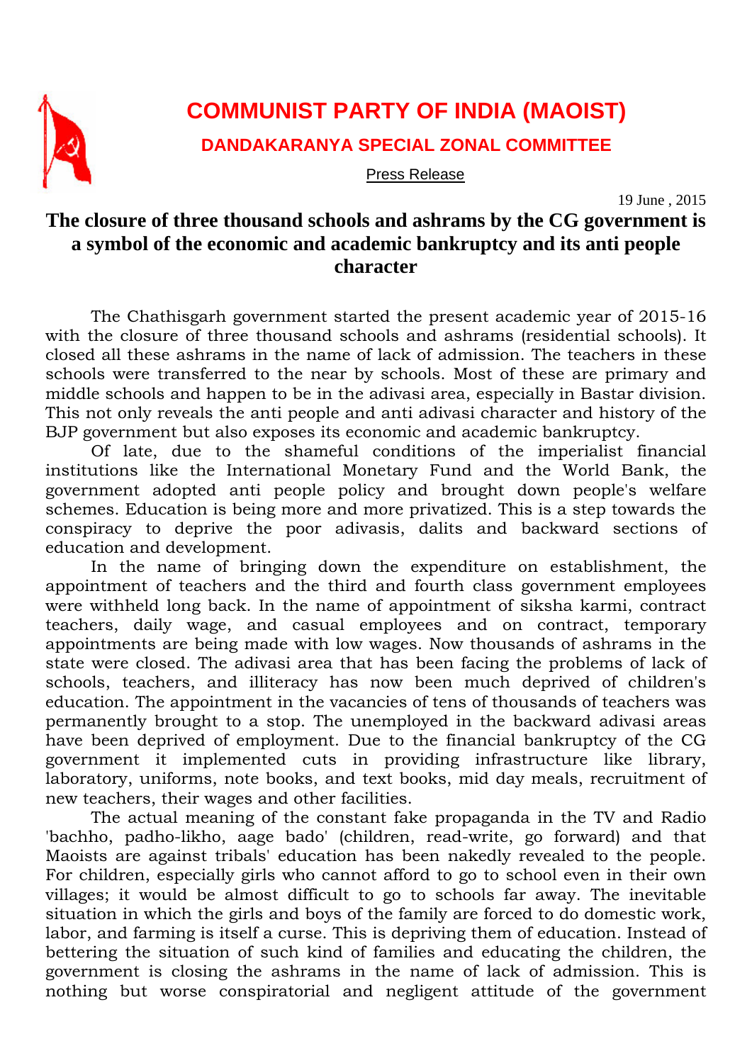# COMMUNIST PARTY OF INDIA (MAOIST)

## DANDAKARANYA SPECIAL ZONAL COMMITTEE

Press Release

19 June , 2015

## The closure of three thousand schools and ashrams by the CG government is a symbol of the economic and academic bankruptcy and its anti people character

The Chathisgarh government started the present academic year of 2015-16 with the closure of three thousand schools and ashrams (residential schools). It closed all these ashrams in the name of lack of admission. The teachers in these schools were transferred to the near by schools. Most of these are primary and middle schools and happen to be in the adivasi area, especially in Bastar division. This not only reveals the anti people and anti adivasi character and history of the BJP government but also exposes its economic and academic bankruptcy.

Of late, due to the shameful conditions of the imperialist financial institutions like the International Monetary Fund and the World Bank, the government adopted anti people policy and brought down people's welfare schemes. Education is being more and more privatized. This is a step towards the conspiracy to deprive the poor adivasis, dalits and backward sections of education and development.

In the name of bringing down the expenditure on establishment, the appointment of teachers and the third and fourth class government employees were withheld long back. In the name of appointment of siksha karmi, contract teachers, daily wage, and casual employees and on contract, temporary appointments are being made with low wages. Now thousands of ashrams in the state were closed. The adivasi area that has been facing the problems of lack of schools, teachers, and illiteracy has now been much deprived of children's education. The appointment in the vacancies of tens of thousands of teachers was permanently brought to a stop. The unemployed in the backward adivasi areas have been deprived of employment. Due to the financial bankruptcy of the CG government it implemented cuts in providing infrastructure like library, laboratory, uniforms, note books, and text books, mid day meals, recruitment of new teachers, their wages and other facilities.

The actual meaning of the constant fake propaganda in the TV and Radio 'bachho, padho-likho, aage bado' (children, read-write, go forward) and that Maoists are against tribals' education has been nakedly revealed to the people. For children, especially girls who cannot afford to go to school even in their own villages; it would be almost difficult to go to schools far away. The inevitable situation in which the girls and boys of the family are forced to do domestic work, labor, and farming is itself a curse. This is depriving them of education. Instead of bettering the situation of such kind of families and educating the children, the government is closing the ashrams in the name of lack of admission. This is nothing but worse conspiratorial and negligent attitude of the government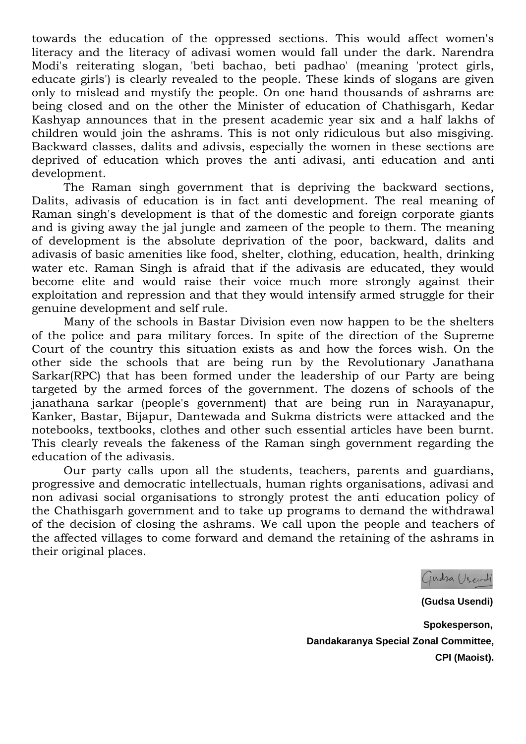towards the education of the oppressed sections. This would affect women's literacy and the literacy of adivasi women would fall under the dark. Narendra Modi's reiterating slogan, 'beti bachao, beti padhao' (meaning 'protect girls, educate girls') is clearly revealed to the people. These kinds of slogans are given only to mislead and mystify the people. On one hand thousands of ashrams are being closed and on the other the Minister of education of Chathisgarh, Kedar Kashyap announces that in the present academic year six and a half lakhs of children would join the ashrams. This is not only ridiculous but also misgiving. Backward classes, dalits and adivsis, especially the women in these sections are deprived of education which proves the anti adivasi, anti education and anti development.

The Raman singh government that is depriving the backward sections, Dalits, adivasis of education is in fact anti development. The real meaning of Raman singh's development is that of the domestic and foreign corporate giants and is giving away the jal jungle and zameen of the people to them. The meaning of development is the absolute deprivation of the poor, backward, dalits and adivasis of basic amenities like food, shelter, clothing, education, health, drinking water etc. Raman Singh is afraid that if the adivasis are educated, they would become elite and would raise their voice much more strongly against their exploitation and repression and that they would intensify armed struggle for their genuine development and self rule.

Many of the schools in Bastar Division even now happen to be the shelters of the police and para military forces. In spite of the direction of the Supreme Court of the country this situation exists as and how the forces wish. On the other side the schools that are being run by the Revolutionary Janathana Sarkar(RPC) that has been formed under the leadership of our Party are being targeted by the armed forces of the government. The dozens of schools of the janathana sarkar (people's government) that are being run in Narayanapur, Kanker, Bastar, Bijapur, Dantewada and Sukma districts were attacked and the notebooks, textbooks, clothes and other such essential articles have been burnt. This clearly reveals the fakeness of the Raman singh government regarding the education of the adivasis.

Our party calls upon all the students, teachers, parents and guardians, progressive and democratic intellectuals, human rights organisations, adivasi and non adivasi social organisations to strongly protest the anti education policy of the Chathisgarh government and to take up programs to demand the withdrawal of the decision of closing the ashrams. We call upon the people and teachers of the affected villages to come forward and demand the retaining of the ashrams in their original places.

Gudsa Usendi

**(Gudsa Usendi)**

**Spokesperson,**
**Dandakaranya Special Zonal Committee,**
**CPI (Maoist).**